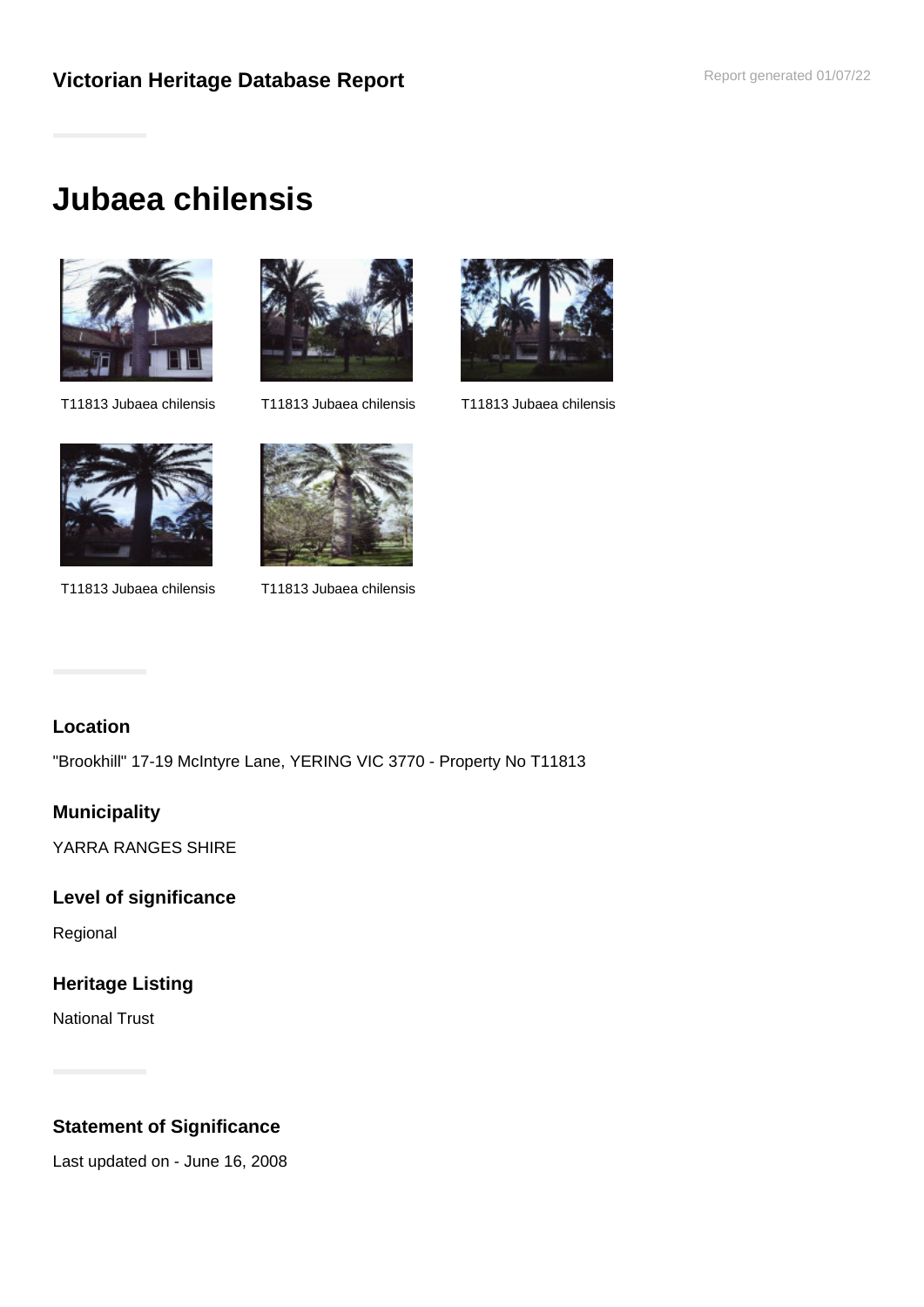Victorian Heritage Database Report

Report generated 01/07/22

# Jubaea chilensis

T11813 Jubaea chilensis

T11813 Jubaea chilensis

T11813 Jubaea chilensis

T11813 Jubaea chilensis

T11813 Jubaea chilensis

### Location

"Brookhill" 17-19 McIntyre Lane, YERING VIC 3770 - Property No T11813

### Municipality

YARRA RANGES SHIRE

### Level of significance

Regional

### Heritage Listing

National Trust

### Statement of Significance

Last updated on - June 16, 2008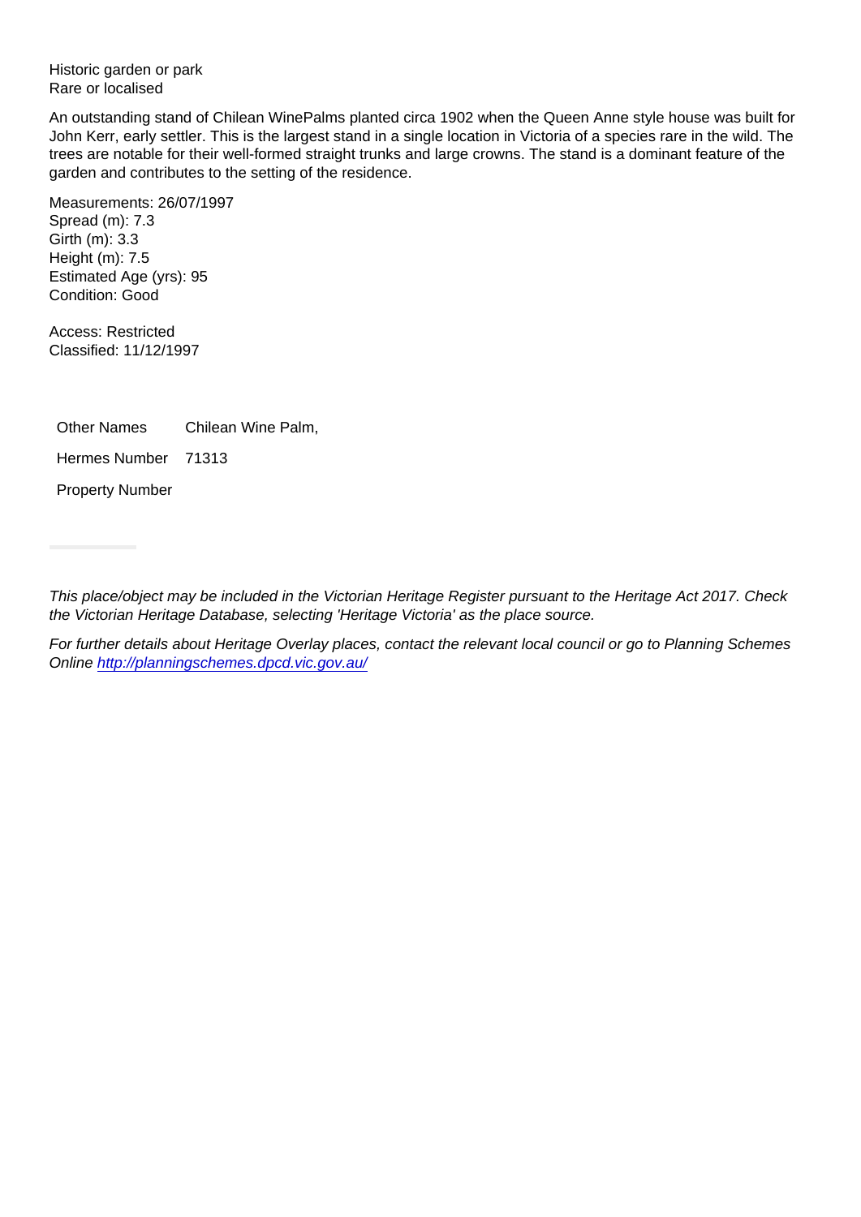Historic garden or park
Rare or localised

An outstanding stand of Chilean WinePalms planted circa 1902 when the Queen Anne style house was built for John Kerr, early settler. This is the largest stand in a single location in Victoria of a species rare in the wild. The trees are notable for their well-formed straight trunks and large crowns. The stand is a dominant feature of the garden and contributes to the setting of the residence.

Measurements: 26/07/1997
Spread (m): 7.3
Girth (m): 3.3
Height (m): 7.5
Estimated Age (yrs): 95
Condition: Good

Access: Restricted
Classified: 11/12/1997

| | |
|---|---|
| Other Names | Chilean Wine Palm, |
| Hermes Number | 71313 |
| Property Number | |

*This place/object may be included in the Victorian Heritage Register pursuant to the Heritage Act 2017. Check the Victorian Heritage Database, selecting 'Heritage Victoria' as the place source.*

*For further details about Heritage Overlay places, contact the relevant local council or go to Planning Schemes Online [http://planningschemes.dpcd.vic.gov.au/](http://planningschemes.dpcd.vic.gov.au/)*